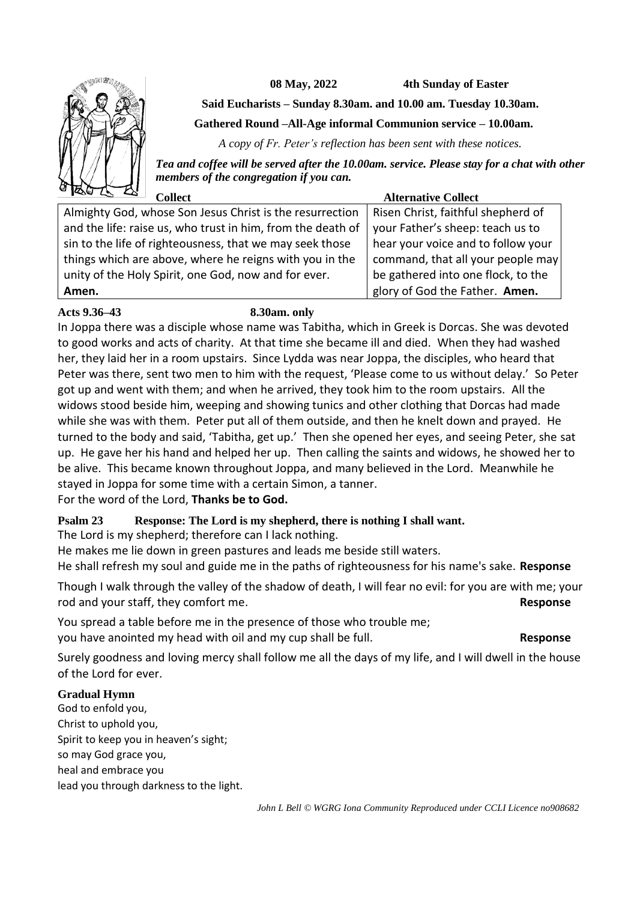**08 May, 2022 4th Sunday of Easter**

**Said Eucharists – Sunday 8.30am. and 10.00 am. Tuesday 10.30am.**

**Gathered Round –All-Age informal Communion service – 10.00am.**

*A copy of Fr. Peter's reflection has been sent with these notices.*

***Tea and coffee will be served after the 10.00am. service. Please stay for a chat with other members of the congregation if you can.***

| Collect | Alternative Collect |
| --- | --- |
| Almighty God, whose Son Jesus Christ is the resurrection and the life: raise us, who trust in him, from the death of sin to the life of righteousness, that we may seek those things which are above, where he reigns with you in the unity of the Holy Spirit, one God, now and for ever. **Amen.** | Risen Christ, faithful shepherd of your Father's sheep: teach us to hear your voice and to follow your command, that all your people may be gathered into one flock, to the glory of God the Father. **Amen.** |

**Acts 9.36–43 8.30am. only**

In Joppa there was a disciple whose name was Tabitha, which in Greek is Dorcas. She was devoted to good works and acts of charity. At that time she became ill and died. When they had washed her, they laid her in a room upstairs. Since Lydda was near Joppa, the disciples, who heard that Peter was there, sent two men to him with the request, 'Please come to us without delay.' So Peter got up and went with them; and when he arrived, they took him to the room upstairs. All the widows stood beside him, weeping and showing tunics and other clothing that Dorcas had made while she was with them. Peter put all of them outside, and then he knelt down and prayed. He turned to the body and said, 'Tabitha, get up.' Then she opened her eyes, and seeing Peter, she sat up. He gave her his hand and helped her up. Then calling the saints and widows, he showed her to be alive. This became known throughout Joppa, and many believed in the Lord. Meanwhile he stayed in Joppa for some time with a certain Simon, a tanner.
For the word of the Lord, **Thanks be to God.**

**Psalm 23 Response: The Lord is my shepherd, there is nothing I shall want.**

The Lord is my shepherd; therefore can I lack nothing.
He makes me lie down in green pastures and leads me beside still waters.
He shall refresh my soul and guide me in the paths of righteousness for his name's sake. **Response**

Though I walk through the valley of the shadow of death, I will fear no evil: for you are with me; your rod and your staff, they comfort me. **Response**

You spread a table before me in the presence of those who trouble me;
you have anointed my head with oil and my cup shall be full. **Response**

Surely goodness and loving mercy shall follow me all the days of my life, and I will dwell in the house of the Lord for ever.

**Gradual Hymn**

God to enfold you,
Christ to uphold you,
Spirit to keep you in heaven's sight;
so may God grace you,
heal and embrace you
lead you through darkness to the light.

*John L Bell © WGRG Iona Community Reproduced under CCLI Licence no908682*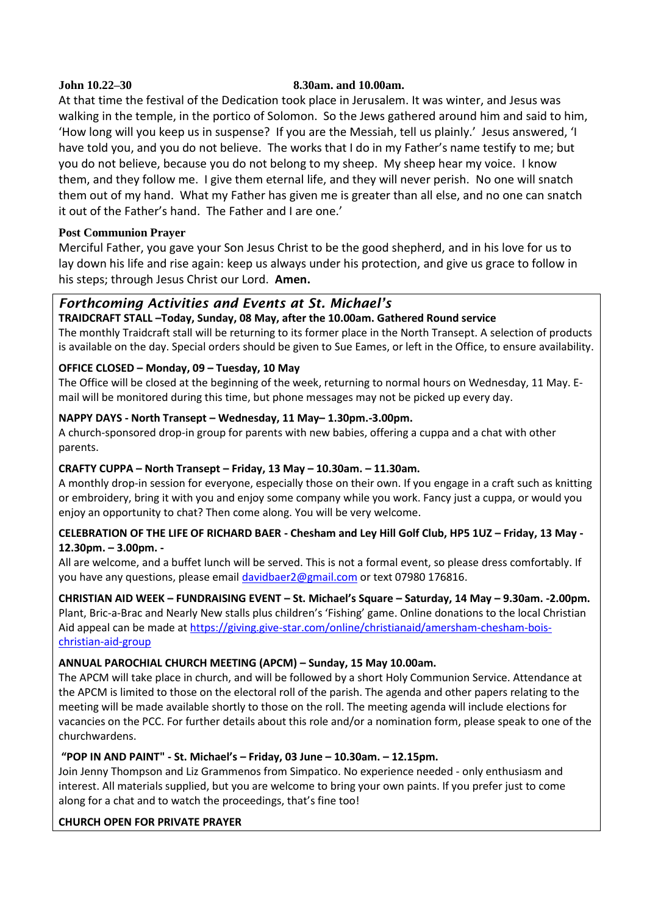**John 10.22–30** **8.30am. and 10.00am.**

At that time the festival of the Dedication took place in Jerusalem. It was winter, and Jesus was walking in the temple, in the portico of Solomon. So the Jews gathered around him and said to him, 'How long will you keep us in suspense? If you are the Messiah, tell us plainly.' Jesus answered, 'I have told you, and you do not believe. The works that I do in my Father's name testify to me; but you do not believe, because you do not belong to my sheep. My sheep hear my voice. I know them, and they follow me. I give them eternal life, and they will never perish. No one will snatch them out of my hand. What my Father has given me is greater than all else, and no one can snatch it out of the Father's hand. The Father and I are one.'

**Post Communion Prayer**

Merciful Father, you gave your Son Jesus Christ to be the good shepherd, and in his love for us to lay down his life and rise again: keep us always under his protection, and give us grace to follow in his steps; through Jesus Christ our Lord. **Amen.**

## *Forthcoming Activities and Events at St. Michael's*

**TRAIDCRAFT STALL –Today, Sunday, 08 May, after the 10.00am. Gathered Round service**

The monthly Traidcraft stall will be returning to its former place in the North Transept. A selection of products is available on the day. Special orders should be given to Sue Eames, or left in the Office, to ensure availability.

**OFFICE CLOSED – Monday, 09 – Tuesday, 10 May**

The Office will be closed at the beginning of the week, returning to normal hours on Wednesday, 11 May. E-mail will be monitored during this time, but phone messages may not be picked up every day.

**NAPPY DAYS - North Transept – Wednesday, 11 May– 1.30pm.-3.00pm.**

A church-sponsored drop-in group for parents with new babies, offering a cuppa and a chat with other parents.

**CRAFTY CUPPA – North Transept – Friday, 13 May – 10.30am. – 11.30am.**

A monthly drop-in session for everyone, especially those on their own. If you engage in a craft such as knitting or embroidery, bring it with you and enjoy some company while you work. Fancy just a cuppa, or would you enjoy an opportunity to chat? Then come along. You will be very welcome.

**CELEBRATION OF THE LIFE OF RICHARD BAER - Chesham and Ley Hill Golf Club, HP5 1UZ – Friday, 13 May - 12.30pm. – 3.00pm. -**

All are welcome, and a buffet lunch will be served. This is not a formal event, so please dress comfortably. If you have any questions, please email davidbaer2@gmail.com or text 07980 176816.

**CHRISTIAN AID WEEK – FUNDRAISING EVENT – St. Michael's Square – Saturday, 14 May – 9.30am. -2.00pm.**

Plant, Bric-a-Brac and Nearly New stalls plus children's 'Fishing' game. Online donations to the local Christian Aid appeal can be made at https://giving.give-star.com/online/christianaid/amersham-chesham-bois-christian-aid-group

**ANNUAL PAROCHIAL CHURCH MEETING (APCM) – Sunday, 15 May 10.00am.**

The APCM will take place in church, and will be followed by a short Holy Communion Service. Attendance at the APCM is limited to those on the electoral roll of the parish. The agenda and other papers relating to the meeting will be made available shortly to those on the roll. The meeting agenda will include elections for vacancies on the PCC. For further details about this role and/or a nomination form, please speak to one of the churchwardens.

**"POP IN AND PAINT" - St. Michael's – Friday, 03 June – 10.30am. – 12.15pm.**

Join Jenny Thompson and Liz Grammenos from Simpatico. No experience needed - only enthusiasm and interest. All materials supplied, but you are welcome to bring your own paints. If you prefer just to come along for a chat and to watch the proceedings, that's fine too!

**CHURCH OPEN FOR PRIVATE PRAYER**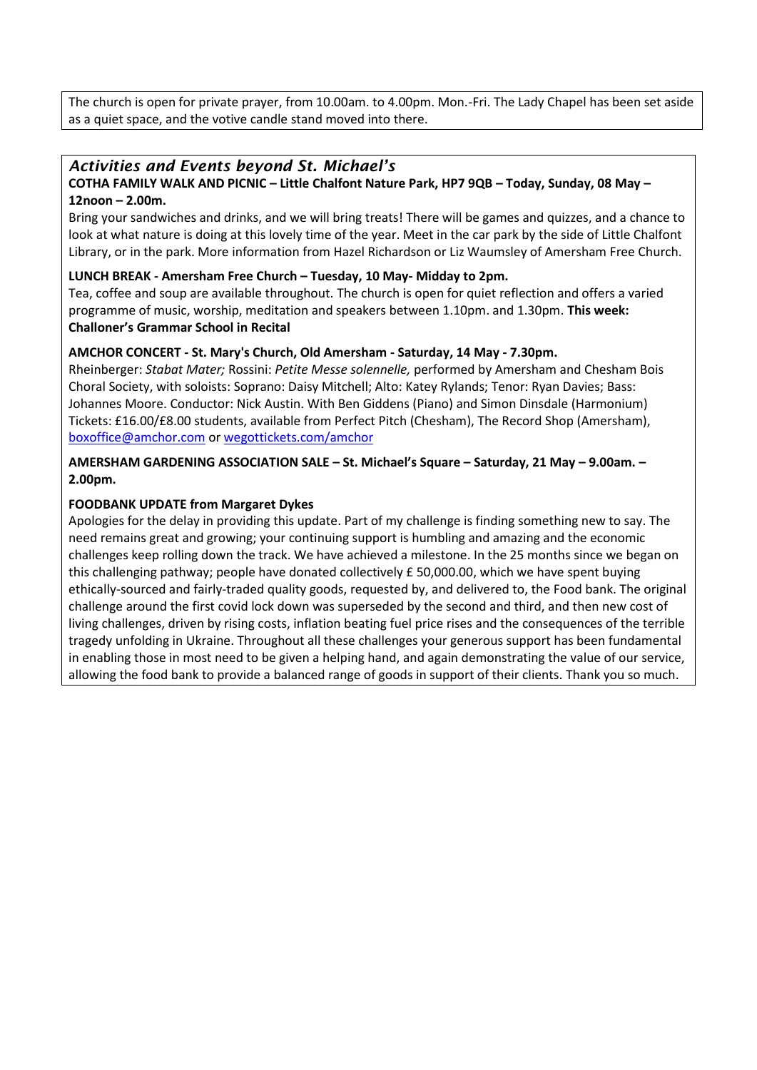The church is open for private prayer, from 10.00am. to 4.00pm. Mon.-Fri. The Lady Chapel has been set aside as a quiet space, and the votive candle stand moved into there.

## *Activities and Events beyond St. Michael's*

**COTHA FAMILY WALK AND PICNIC – Little Chalfont Nature Park, HP7 9QB – Today, Sunday, 08 May – 12noon – 2.00m.**

Bring your sandwiches and drinks, and we will bring treats! There will be games and quizzes, and a chance to look at what nature is doing at this lovely time of the year. Meet in the car park by the side of Little Chalfont Library, or in the park. More information from Hazel Richardson or Liz Waumsley of Amersham Free Church.

**LUNCH BREAK - Amersham Free Church – Tuesday, 10 May- Midday to 2pm.**

Tea, coffee and soup are available throughout. The church is open for quiet reflection and offers a varied programme of music, worship, meditation and speakers between 1.10pm. and 1.30pm. **This week: Challoner's Grammar School in Recital**

**AMCHOR CONCERT - St. Mary's Church, Old Amersham - Saturday, 14 May - 7.30pm.**

Rheinberger: *Stabat Mater;* Rossini: *Petite Messe solennelle,* performed by Amersham and Chesham Bois Choral Society, with soloists: Soprano: Daisy Mitchell; Alto: Katey Rylands; Tenor: Ryan Davies; Bass: Johannes Moore. Conductor: Nick Austin. With Ben Giddens (Piano) and Simon Dinsdale (Harmonium) Tickets: £16.00/£8.00 students, available from Perfect Pitch (Chesham), The Record Shop (Amersham), boxoffice@amchor.com or wegottickets.com/amchor

**AMERSHAM GARDENING ASSOCIATION SALE – St. Michael's Square – Saturday, 21 May – 9.00am. – 2.00pm.**

**FOODBANK UPDATE from Margaret Dykes**

Apologies for the delay in providing this update. Part of my challenge is finding something new to say. The need remains great and growing; your continuing support is humbling and amazing and the economic challenges keep rolling down the track. We have achieved a milestone. In the 25 months since we began on this challenging pathway; people have donated collectively £ 50,000.00, which we have spent buying ethically-sourced and fairly-traded quality goods, requested by, and delivered to, the Food bank. The original challenge around the first covid lock down was superseded by the second and third, and then new cost of living challenges, driven by rising costs, inflation beating fuel price rises and the consequences of the terrible tragedy unfolding in Ukraine. Throughout all these challenges your generous support has been fundamental in enabling those in most need to be given a helping hand, and again demonstrating the value of our service, allowing the food bank to provide a balanced range of goods in support of their clients. Thank you so much.